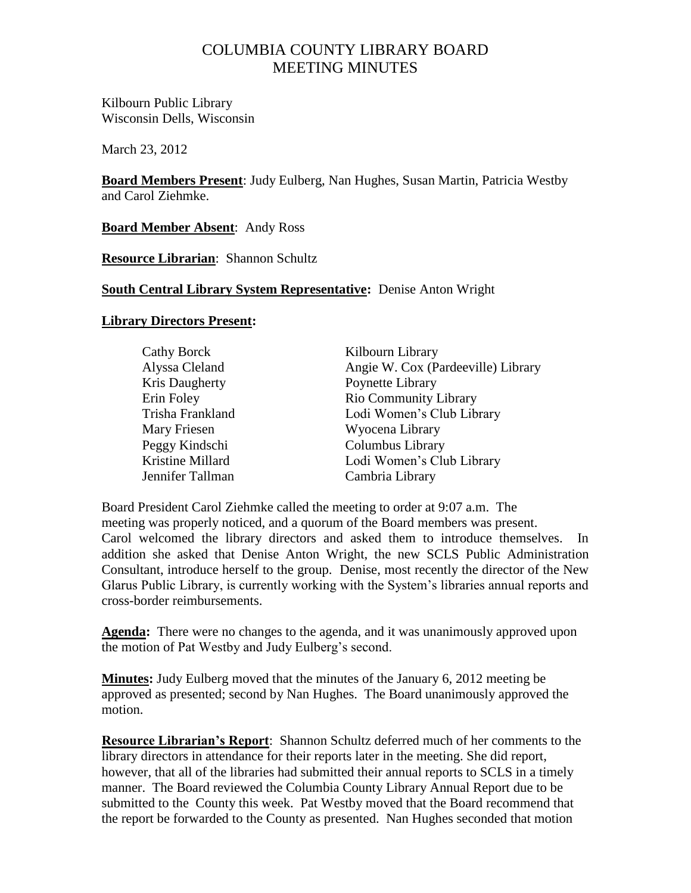# COLUMBIA COUNTY LIBRARY BOARD
# MEETING MINUTES

Kilbourn Public Library
Wisconsin Dells, Wisconsin

March 23, 2012

**Board Members Present**: Judy Eulberg, Nan Hughes, Susan Martin, Patricia Westby and Carol Ziehmke.

**Board Member Absent**: Andy Ross

**Resource Librarian**: Shannon Schultz

**South Central Library System Representative:** Denise Anton Wright

**Library Directors Present:**

| | |
|---|---|
| Cathy Borck | Kilbourn Library |
| Alyssa Cleland | Angie W. Cox (Pardeeville) Library |
| Kris Daugherty | Poynette Library |
| Erin Foley | Rio Community Library |
| Trisha Frankland | Lodi Women's Club Library |
| Mary Friesen | Wyocena Library |
| Peggy Kindschi | Columbus Library |
| Kristine Millard | Lodi Women's Club Library |
| Jennifer Tallman | Cambria Library |

Board President Carol Ziehmke called the meeting to order at 9:07 a.m. The meeting was properly noticed, and a quorum of the Board members was present. Carol welcomed the library directors and asked them to introduce themselves. In addition she asked that Denise Anton Wright, the new SCLS Public Administration Consultant, introduce herself to the group. Denise, most recently the director of the New Glarus Public Library, is currently working with the System's libraries annual reports and cross-border reimbursements.

**Agenda:** There were no changes to the agenda, and it was unanimously approved upon the motion of Pat Westby and Judy Eulberg's second.

**Minutes:** Judy Eulberg moved that the minutes of the January 6, 2012 meeting be approved as presented; second by Nan Hughes. The Board unanimously approved the motion.

**Resource Librarian's Report**: Shannon Schultz deferred much of her comments to the library directors in attendance for their reports later in the meeting. She did report, however, that all of the libraries had submitted their annual reports to SCLS in a timely manner. The Board reviewed the Columbia County Library Annual Report due to be submitted to the County this week. Pat Westby moved that the Board recommend that the report be forwarded to the County as presented. Nan Hughes seconded that motion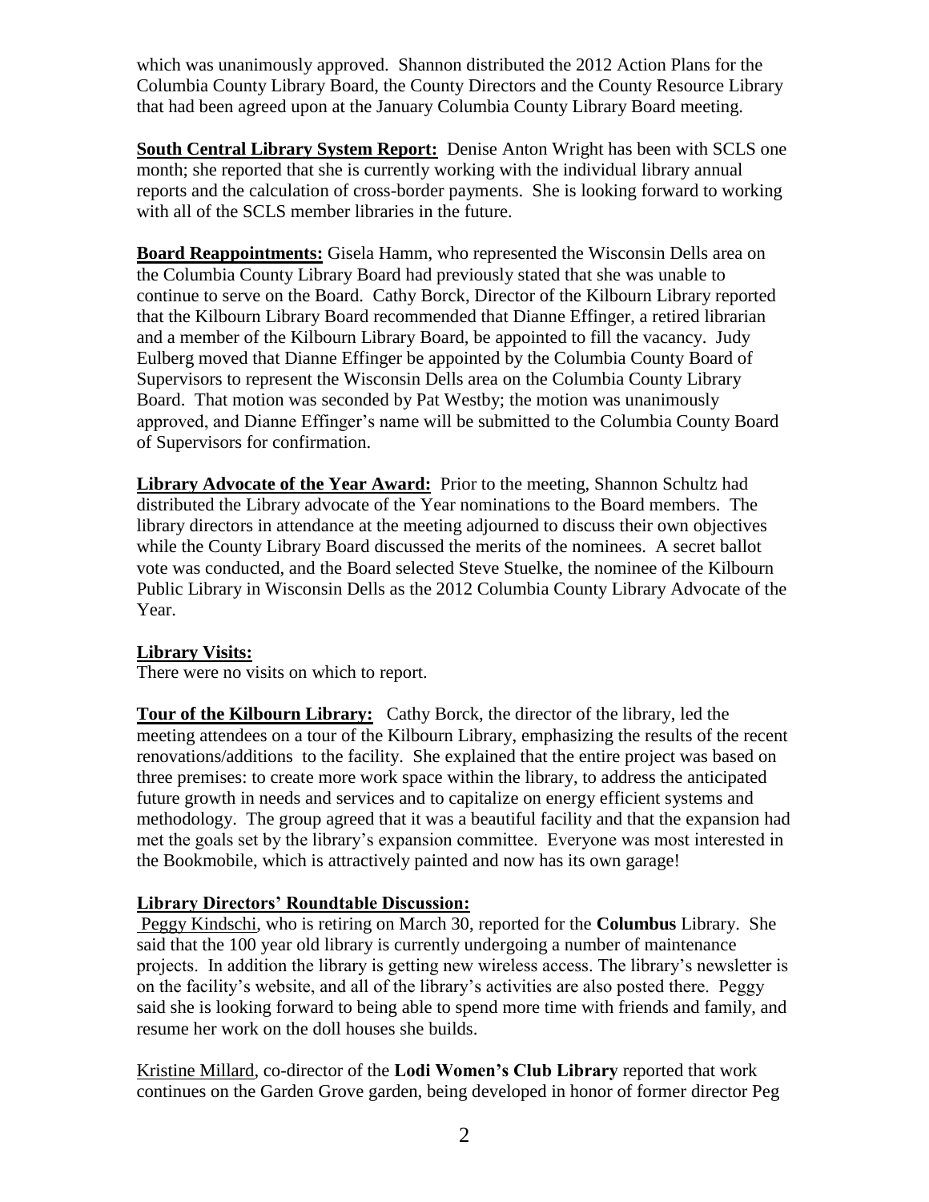which was unanimously approved. Shannon distributed the 2012 Action Plans for the Columbia County Library Board, the County Directors and the County Resource Library that had been agreed upon at the January Columbia County Library Board meeting.

**South Central Library System Report:** Denise Anton Wright has been with SCLS one month; she reported that she is currently working with the individual library annual reports and the calculation of cross-border payments. She is looking forward to working with all of the SCLS member libraries in the future.

**Board Reappointments:** Gisela Hamm, who represented the Wisconsin Dells area on the Columbia County Library Board had previously stated that she was unable to continue to serve on the Board. Cathy Borck, Director of the Kilbourn Library reported that the Kilbourn Library Board recommended that Dianne Effinger, a retired librarian and a member of the Kilbourn Library Board, be appointed to fill the vacancy. Judy Eulberg moved that Dianne Effinger be appointed by the Columbia County Board of Supervisors to represent the Wisconsin Dells area on the Columbia County Library Board. That motion was seconded by Pat Westby; the motion was unanimously approved, and Dianne Effinger's name will be submitted to the Columbia County Board of Supervisors for confirmation.

**Library Advocate of the Year Award:** Prior to the meeting, Shannon Schultz had distributed the Library advocate of the Year nominations to the Board members. The library directors in attendance at the meeting adjourned to discuss their own objectives while the County Library Board discussed the merits of the nominees. A secret ballot vote was conducted, and the Board selected Steve Stuelke, the nominee of the Kilbourn Public Library in Wisconsin Dells as the 2012 Columbia County Library Advocate of the Year.

**Library Visits:**

There were no visits on which to report.

**Tour of the Kilbourn Library:** Cathy Borck, the director of the library, led the meeting attendees on a tour of the Kilbourn Library, emphasizing the results of the recent renovations/additions to the facility. She explained that the entire project was based on three premises: to create more work space within the library, to address the anticipated future growth in needs and services and to capitalize on energy efficient systems and methodology. The group agreed that it was a beautiful facility and that the expansion had met the goals set by the library's expansion committee. Everyone was most interested in the Bookmobile, which is attractively painted and now has its own garage!

**Library Directors' Roundtable Discussion:**

Peggy Kindschi, who is retiring on March 30, reported for the **Columbus** Library. She said that the 100 year old library is currently undergoing a number of maintenance projects. In addition the library is getting new wireless access. The library's newsletter is on the facility's website, and all of the library's activities are also posted there. Peggy said she is looking forward to being able to spend more time with friends and family, and resume her work on the doll houses she builds.

Kristine Millard, co-director of the **Lodi Women's Club Library** reported that work continues on the Garden Grove garden, being developed in honor of former director Peg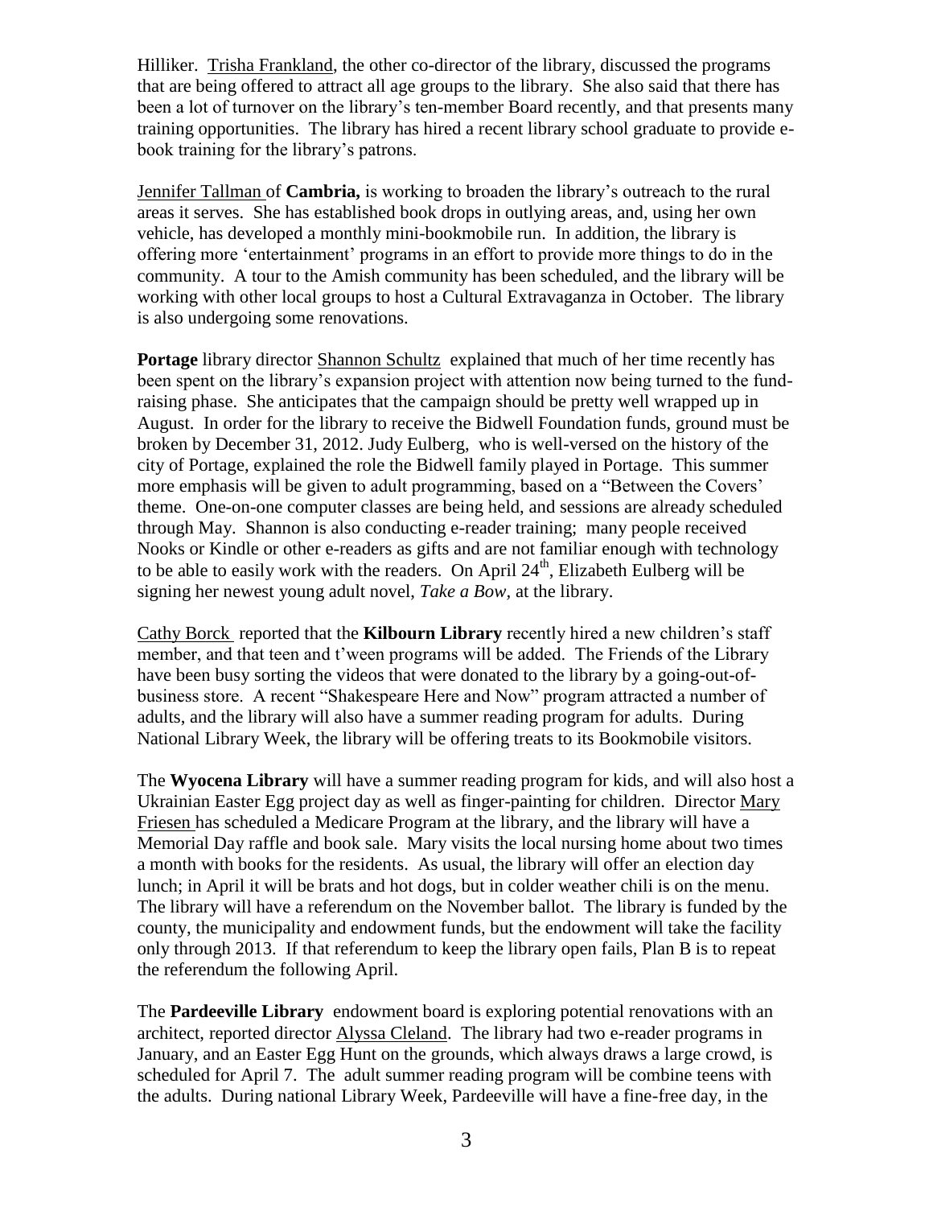Hilliker. Trisha Frankland, the other co-director of the library, discussed the programs that are being offered to attract all age groups to the library. She also said that there has been a lot of turnover on the library's ten-member Board recently, and that presents many training opportunities. The library has hired a recent library school graduate to provide e-book training for the library's patrons.

Jennifer Tallman of **Cambria,** is working to broaden the library's outreach to the rural areas it serves. She has established book drops in outlying areas, and, using her own vehicle, has developed a monthly mini-bookmobile run. In addition, the library is offering more 'entertainment' programs in an effort to provide more things to do in the community. A tour to the Amish community has been scheduled, and the library will be working with other local groups to host a Cultural Extravaganza in October. The library is also undergoing some renovations.

**Portage** library director Shannon Schultz explained that much of her time recently has been spent on the library's expansion project with attention now being turned to the fund-raising phase. She anticipates that the campaign should be pretty well wrapped up in August. In order for the library to receive the Bidwell Foundation funds, ground must be broken by December 31, 2012. Judy Eulberg, who is well-versed on the history of the city of Portage, explained the role the Bidwell family played in Portage. This summer more emphasis will be given to adult programming, based on a "Between the Covers' theme. One-on-one computer classes are being held, and sessions are already scheduled through May. Shannon is also conducting e-reader training; many people received Nooks or Kindle or other e-readers as gifts and are not familiar enough with technology to be able to easily work with the readers. On April 24th, Elizabeth Eulberg will be signing her newest young adult novel, *Take a Bow,* at the library.

Cathy Borck reported that the **Kilbourn Library** recently hired a new children's staff member, and that teen and t'ween programs will be added. The Friends of the Library have been busy sorting the videos that were donated to the library by a going-out-of-business store. A recent "Shakespeare Here and Now" program attracted a number of adults, and the library will also have a summer reading program for adults. During National Library Week, the library will be offering treats to its Bookmobile visitors.

The **Wyocena Library** will have a summer reading program for kids, and will also host a Ukrainian Easter Egg project day as well as finger-painting for children. Director Mary Friesen has scheduled a Medicare Program at the library, and the library will have a Memorial Day raffle and book sale. Mary visits the local nursing home about two times a month with books for the residents. As usual, the library will offer an election day lunch; in April it will be brats and hot dogs, but in colder weather chili is on the menu. The library will have a referendum on the November ballot. The library is funded by the county, the municipality and endowment funds, but the endowment will take the facility only through 2013. If that referendum to keep the library open fails, Plan B is to repeat the referendum the following April.

The **Pardeeville Library** endowment board is exploring potential renovations with an architect, reported director Alyssa Cleland. The library had two e-reader programs in January, and an Easter Egg Hunt on the grounds, which always draws a large crowd, is scheduled for April 7. The adult summer reading program will be combine teens with the adults. During national Library Week, Pardeeville will have a fine-free day, in the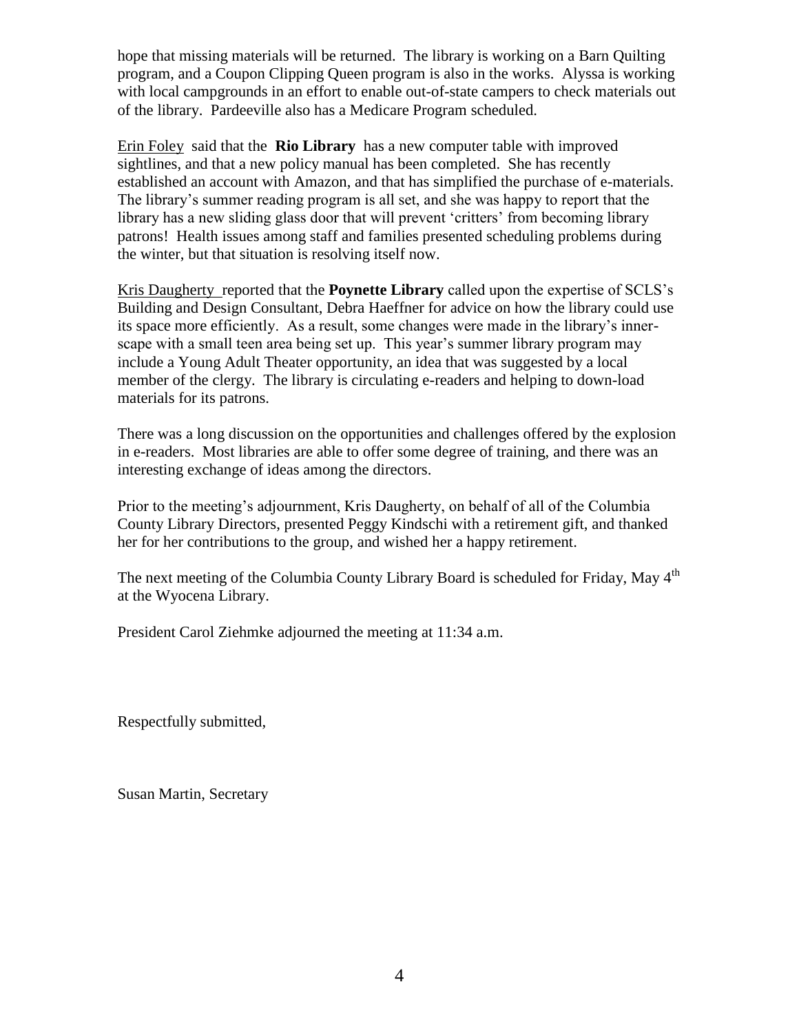hope that missing materials will be returned. The library is working on a Barn Quilting program, and a Coupon Clipping Queen program is also in the works. Alyssa is working with local campgrounds in an effort to enable out-of-state campers to check materials out of the library. Pardeeville also has a Medicare Program scheduled.

Erin Foley said that the **Rio Library** has a new computer table with improved sightlines, and that a new policy manual has been completed. She has recently established an account with Amazon, and that has simplified the purchase of e-materials. The library's summer reading program is all set, and she was happy to report that the library has a new sliding glass door that will prevent 'critters' from becoming library patrons! Health issues among staff and families presented scheduling problems during the winter, but that situation is resolving itself now.

Kris Daugherty reported that the **Poynette Library** called upon the expertise of SCLS's Building and Design Consultant, Debra Haeffner for advice on how the library could use its space more efficiently. As a result, some changes were made in the library's inner-scape with a small teen area being set up. This year's summer library program may include a Young Adult Theater opportunity, an idea that was suggested by a local member of the clergy. The library is circulating e-readers and helping to down-load materials for its patrons.

There was a long discussion on the opportunities and challenges offered by the explosion in e-readers. Most libraries are able to offer some degree of training, and there was an interesting exchange of ideas among the directors.

Prior to the meeting's adjournment, Kris Daugherty, on behalf of all of the Columbia County Library Directors, presented Peggy Kindschi with a retirement gift, and thanked her for her contributions to the group, and wished her a happy retirement.

The next meeting of the Columbia County Library Board is scheduled for Friday, May 4th at the Wyocena Library.

President Carol Ziehmke adjourned the meeting at 11:34 a.m.

Respectfully submitted,

Susan Martin, Secretary